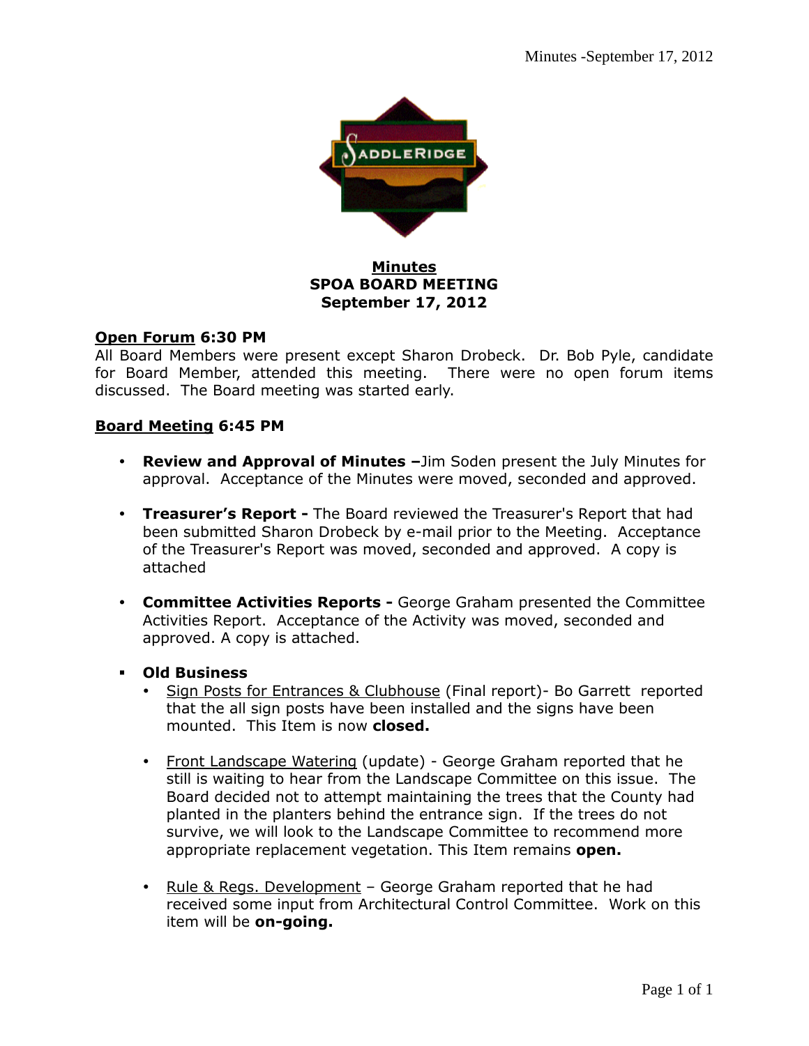**Minutes**
**SPOA BOARD MEETING**
**September 17, 2012**

**Open Forum 6:30 PM**
All Board Members were present except Sharon Drobeck. Dr. Bob Pyle, candidate for Board Member, attended this meeting. There were no open forum items discussed. The Board meeting was started early.

**Board Meeting 6:45 PM**

- **Review and Approval of Minutes –**Jim Soden present the July Minutes for approval. Acceptance of the Minutes were moved, seconded and approved.

- **Treasurer's Report -** The Board reviewed the Treasurer's Report that had been submitted Sharon Drobeck by e-mail prior to the Meeting. Acceptance of the Treasurer's Report was moved, seconded and approved. A copy is attached

- **Committee Activities Reports -** George Graham presented the Committee Activities Report. Acceptance of the Activity was moved, seconded and approved. A copy is attached.

- **Old Business**
  - Sign Posts for Entrances & Clubhouse (Final report)- Bo Garrett reported that the all sign posts have been installed and the signs have been mounted. This Item is now **closed.**

  - Front Landscape Watering (update) - George Graham reported that he still is waiting to hear from the Landscape Committee on this issue. The Board decided not to attempt maintaining the trees that the County had planted in the planters behind the entrance sign. If the trees do not survive, we will look to the Landscape Committee to recommend more appropriate replacement vegetation. This Item remains **open.**

  - Rule & Regs. Development – George Graham reported that he had received some input from Architectural Control Committee. Work on this item will be **on-going.**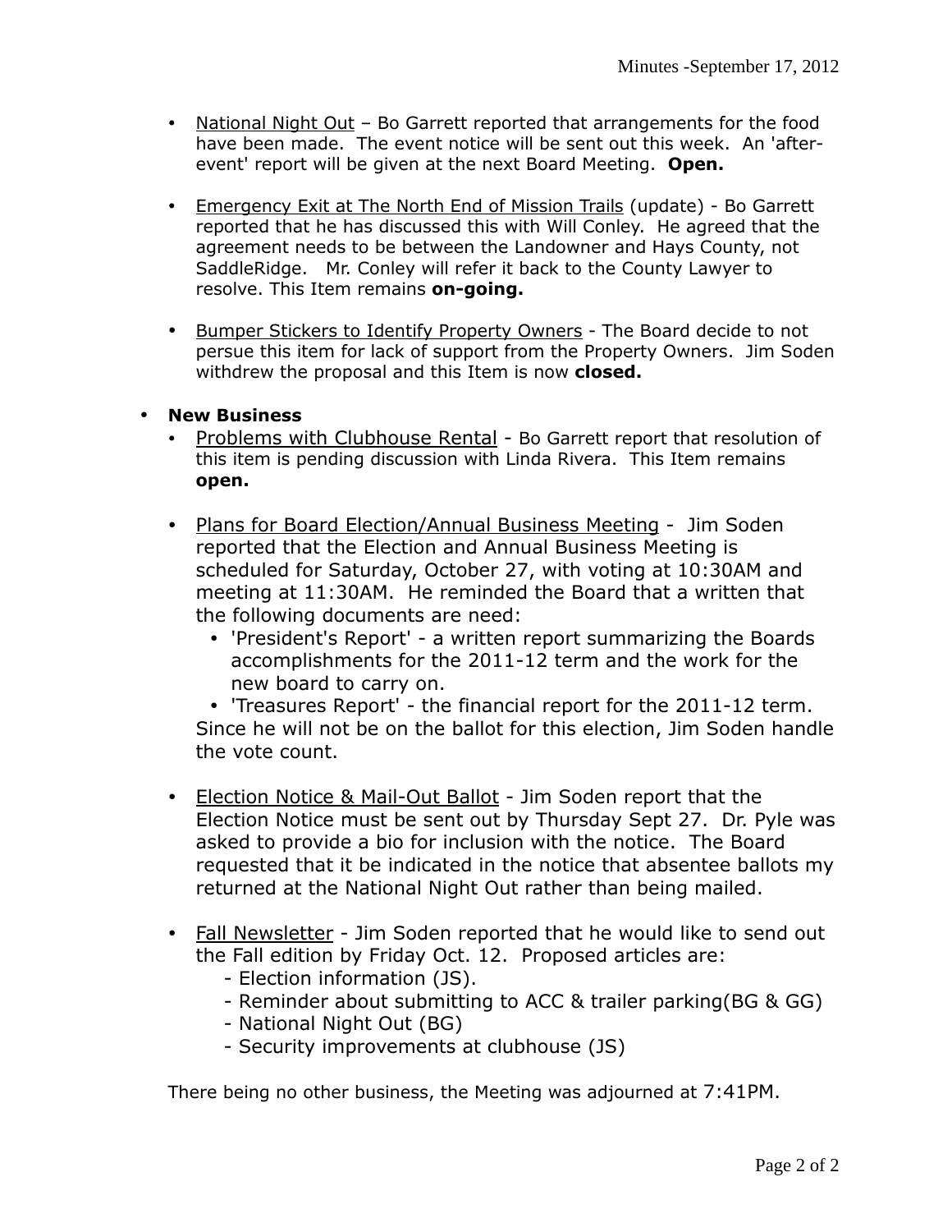- National Night Out – Bo Garrett reported that arrangements for the food have been made. The event notice will be sent out this week. An 'after-event' report will be given at the next Board Meeting. **Open.**

- Emergency Exit at The North End of Mission Trails (update) - Bo Garrett reported that he has discussed this with Will Conley. He agreed that the agreement needs to be between the Landowner and Hays County, not SaddleRidge. Mr. Conley will refer it back to the County Lawyer to resolve. This Item remains **on-going.**

- Bumper Stickers to Identify Property Owners - The Board decide to not persue this item for lack of support from the Property Owners. Jim Soden withdrew the proposal and this Item is now **closed.**

- **New Business**
  - Problems with Clubhouse Rental - Bo Garrett report that resolution of this item is pending discussion with Linda Rivera. This Item remains **open.**

  - Plans for Board Election/Annual Business Meeting - Jim Soden reported that the Election and Annual Business Meeting is scheduled for Saturday, October 27, with voting at 10:30AM and meeting at 11:30AM. He reminded the Board that a written that the following documents are need:
    - 'President's Report' - a written report summarizing the Boards accomplishments for the 2011-12 term and the work for the new board to carry on.
    - 'Treasures Report' - the financial report for the 2011-12 term.

    Since he will not be on the ballot for this election, Jim Soden handle the vote count.

  - Election Notice & Mail-Out Ballot - Jim Soden report that the Election Notice must be sent out by Thursday Sept 27. Dr. Pyle was asked to provide a bio for inclusion with the notice. The Board requested that it be indicated in the notice that absentee ballots my returned at the National Night Out rather than being mailed.

  - Fall Newsletter - Jim Soden reported that he would like to send out the Fall edition by Friday Oct. 12. Proposed articles are:
    - Election information (JS).
    - Reminder about submitting to ACC & trailer parking(BG & GG)
    - National Night Out (BG)
    - Security improvements at clubhouse (JS)

There being no other business, the Meeting was adjourned at 7:41PM.